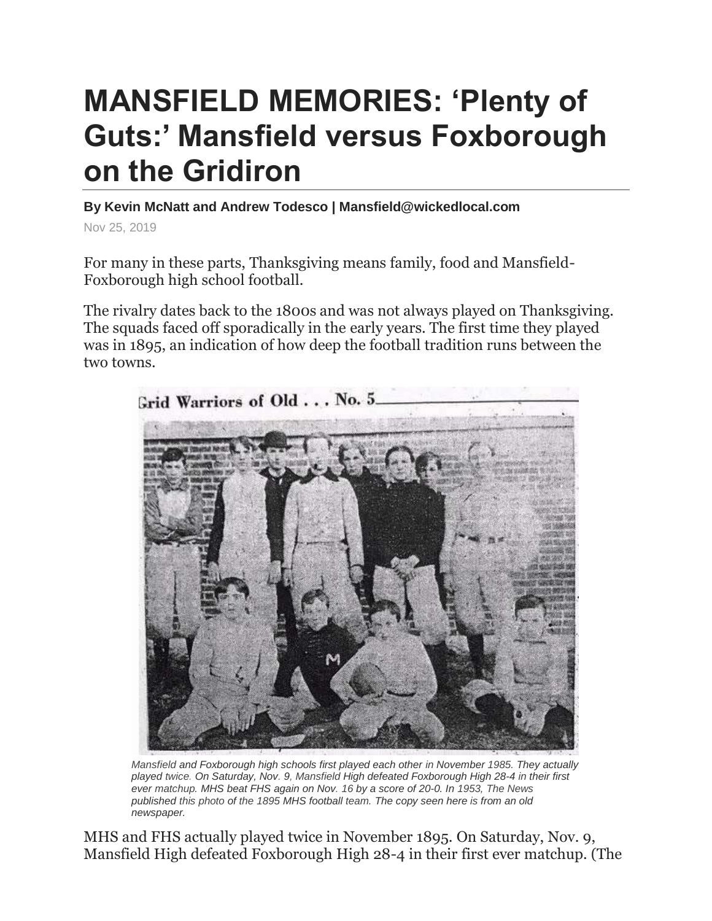# MANSFIELD MEMORIES: 'Plenty of Guts:' Mansfield versus Foxborough on the Gridiron

**By Kevin McNatt and Andrew Todesco | Mansfield@wickedlocal.com**

Nov 25, 2019

For many in these parts, Thanksgiving means family, food and Mansfield-Foxborough high school football.

The rivalry dates back to the 1800s and was not always played on Thanksgiving. The squads faced off sporadically in the early years. The first time they played was in 1895, an indication of how deep the football tradition runs between the two towns.

*Mansfield and Foxborough high schools first played each other in November 1985. They actually played twice. On Saturday, Nov. 9, Mansfield High defeated Foxborough High 28-4 in their first ever matchup. MHS beat FHS again on Nov. 16 by a score of 20-0. In 1953, The News published this photo of the 1895 MHS football team. The copy seen here is from an old newspaper.*

MHS and FHS actually played twice in November 1895. On Saturday, Nov. 9, Mansfield High defeated Foxborough High 28-4 in their first ever matchup. (The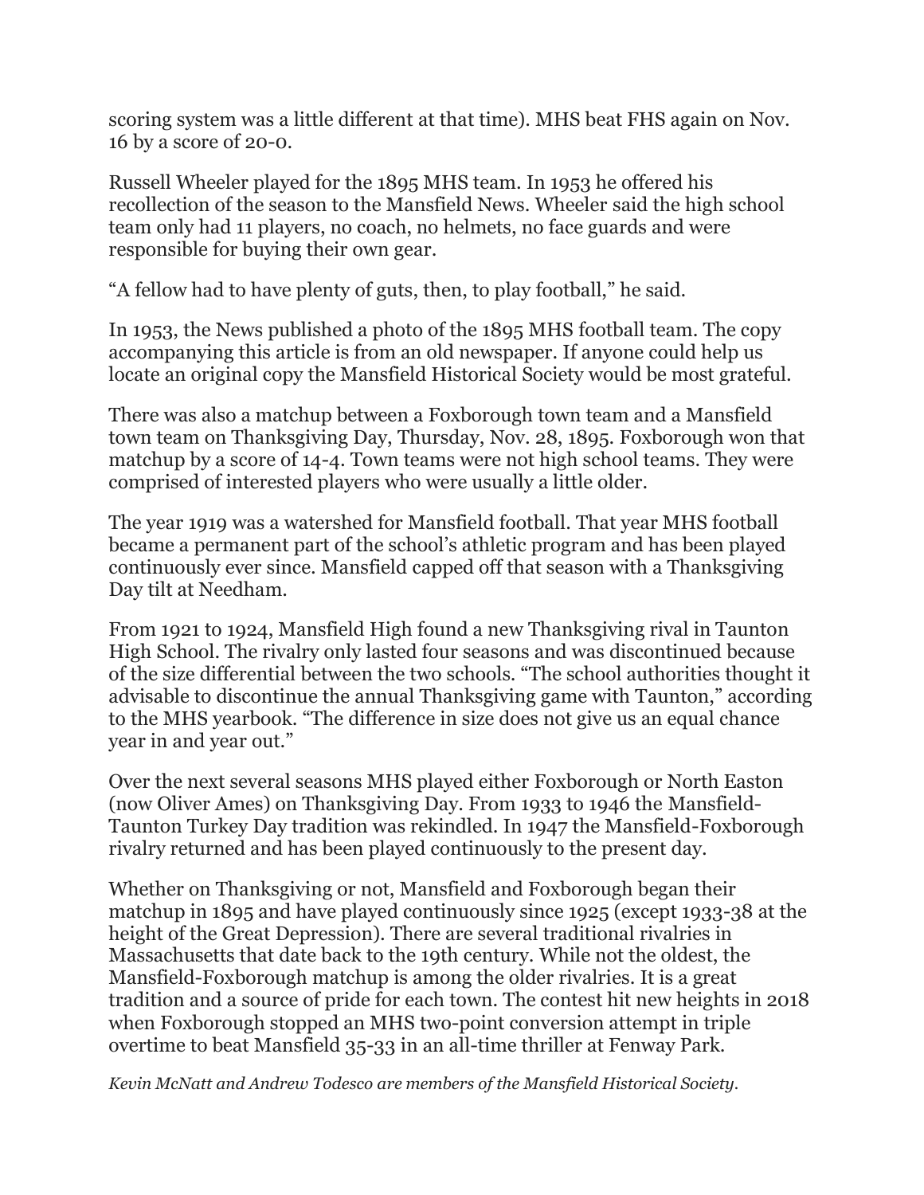scoring system was a little different at that time). MHS beat FHS again on Nov. 16 by a score of 20-0.

Russell Wheeler played for the 1895 MHS team. In 1953 he offered his recollection of the season to the Mansfield News. Wheeler said the high school team only had 11 players, no coach, no helmets, no face guards and were responsible for buying their own gear.

"A fellow had to have plenty of guts, then, to play football," he said.

In 1953, the News published a photo of the 1895 MHS football team. The copy accompanying this article is from an old newspaper. If anyone could help us locate an original copy the Mansfield Historical Society would be most grateful.

There was also a matchup between a Foxborough town team and a Mansfield town team on Thanksgiving Day, Thursday, Nov. 28, 1895. Foxborough won that matchup by a score of 14-4. Town teams were not high school teams. They were comprised of interested players who were usually a little older.

The year 1919 was a watershed for Mansfield football. That year MHS football became a permanent part of the school's athletic program and has been played continuously ever since. Mansfield capped off that season with a Thanksgiving Day tilt at Needham.

From 1921 to 1924, Mansfield High found a new Thanksgiving rival in Taunton High School. The rivalry only lasted four seasons and was discontinued because of the size differential between the two schools. "The school authorities thought it advisable to discontinue the annual Thanksgiving game with Taunton," according to the MHS yearbook. "The difference in size does not give us an equal chance year in and year out."

Over the next several seasons MHS played either Foxborough or North Easton (now Oliver Ames) on Thanksgiving Day. From 1933 to 1946 the Mansfield-Taunton Turkey Day tradition was rekindled. In 1947 the Mansfield-Foxborough rivalry returned and has been played continuously to the present day.

Whether on Thanksgiving or not, Mansfield and Foxborough began their matchup in 1895 and have played continuously since 1925 (except 1933-38 at the height of the Great Depression). There are several traditional rivalries in Massachusetts that date back to the 19th century. While not the oldest, the Mansfield-Foxborough matchup is among the older rivalries. It is a great tradition and a source of pride for each town. The contest hit new heights in 2018 when Foxborough stopped an MHS two-point conversion attempt in triple overtime to beat Mansfield 35-33 in an all-time thriller at Fenway Park.

*Kevin McNatt and Andrew Todesco are members of the Mansfield Historical Society.*